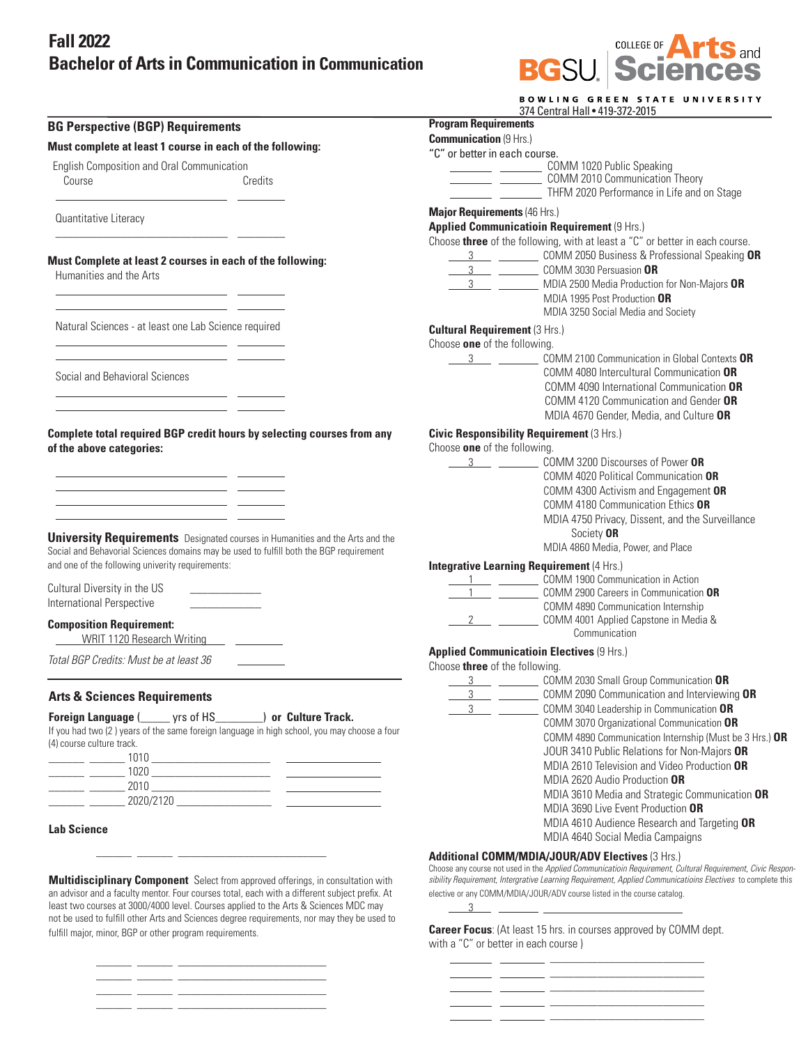# Fall 2022
# Bachelor of Arts in Communication in Communication

COLLEGE OF Arts and Sciences
BGSU
BOWLING GREEN STATE UNIVERSITY
374 Central Hall • 419-372-2015

## BG Perspective (BGP) Requirements

**Must complete at least 1 course in each of the following:**

English Composition and Oral Communication

Course ______________________ Credits ________

Quantitative Literacy

______________________ ________

**Must Complete at least 2 courses in each of the following:**

Humanities and the Arts

______________________ ________
______________________ ________

Natural Sciences - at least one Lab Science required

______________________ ________
______________________ ________

Social and Behavioral Sciences

______________________ ________
______________________ ________

**Complete total required BGP credit hours by selecting courses from any of the above categories:**

______________________ ________
______________________ ________
______________________ ________
______________________ ________

**University Requirements** Designated courses in Humanities and the Arts and the Social and Behavorial Sciences domains may be used to fulfill both the BGP requirement and one of the following univerity requirements:

Cultural Diversity in the US ____________
International Perspective ____________

**Composition Requirement:**

WRIT 1120 Research Writing ________

*Total BGP Credits: Must be at least 36* ________

## Arts & Sciences Requirements

**Foreign Language** (_____ yrs of HS________) **or Culture Track.**

If you had two (2 ) years of the same foreign language in high school, you may choose a four (4) course culture track.

______ ______ 1010 ____________________ ________________
______ ______ 1020 ____________________ ________________
______ ______ 2010 ____________________ ________________
______ ______ 2020/2120 ________________ ________________

**Lab Science**

______ ______ ________________________

**Multidisciplinary Component** Select from approved offerings, in consultation with an advisor and a faculty mentor. Four courses total, each with a different subject prefix. At least two courses at 3000/4000 level. Courses applied to the Arts & Sciences MDC may not be used to fulfill other Arts and Sciences degree requirements, nor may they be used to fulfill major, minor, BGP or other program requirements.

______ ______ ________________________
______ ______ ________________________
______ ______ ________________________
______ ______ ________________________

## Program Requirements

**Communication** (9 Hrs.)

"C" or better in each course.

_______ _______ COMM 1020 Public Speaking
_______ _______ COMM 2010 Communication Theory
_______ _______ THFM 2020 Performance in Life and on Stage

**Major Requirements** (46 Hrs.)

**Applied Communicatioin Requirement** (9 Hrs.)

Choose **three** of the following, with at least a "C" or better in each course.

3 _______ COMM 2050 Business & Professional Speaking **OR**
3 _______ COMM 3030 Persuasion **OR**
3 _______ MDIA 2500 Media Production for Non-Majors **OR**
MDIA 1995 Post Production **OR**
MDIA 3250 Social Media and Society

**Cultural Requirement** (3 Hrs.)

Choose **one** of the following.

3 _______ COMM 2100 Communication in Global Contexts **OR**
COMM 4080 Intercultural Communication **OR**
COMM 4090 International Communication **OR**
COMM 4120 Communication and Gender **OR**
MDIA 4670 Gender, Media, and Culture **OR**

**Civic Responsibility Requirement** (3 Hrs.)

Choose **one** of the following.

3 _______ COMM 3200 Discourses of Power **OR**
COMM 4020 Political Communication **OR**
COMM 4300 Activism and Engagement **OR**
COMM 4180 Communication Ethics **OR**
MDIA 4750 Privacy, Dissent, and the Surveillance Society **OR**
MDIA 4860 Media, Power, and Place

**Integrative Learning Requirement** (4 Hrs.)

1 _______ COMM 1900 Communication in Action
1 _______ COMM 2900 Careers in Communication **OR**
COMM 4890 Communication Internship
2 _______ COMM 4001 Applied Capstone in Media & Communication

**Applied Communicatioin Electives** (9 Hrs.)

Choose **three** of the following.

3 _______ COMM 2030 Small Group Communication **OR**
3 _______ COMM 2090 Communication and Interviewing **OR**
3 _______ COMM 3040 Leadership in Communication **OR**
COMM 3070 Organizational Communication **OR**
COMM 4890 Communication Internship (Must be 3 Hrs.) **OR**
JOUR 3410 Public Relations for Non-Majors **OR**
MDIA 2610 Television and Video Production **OR**
MDIA 2620 Audio Production **OR**
MDIA 3610 Media and Strategic Communication **OR**
MDIA 3690 Live Event Production **OR**
MDIA 4610 Audience Research and Targeting **OR**
MDIA 4640 Social Media Campaigns

**Additional COMM/MDIA/JOUR/ADV Electives** (3 Hrs.)

Choose any course not used in the *Applied Communicatioin Requirement, Cultural Requirement, Civic Responsibility Requirement, Intergrative Learning Requirement, Applied Communicatioins Electives* to complete this elective or any COMM/MDIA/JOUR/ADV course listed in the course catalog.

3 _______ ____________________

**Career Focus**: (At least 15 hrs. in courses approved by COMM dept. with a "C" or better in each course )

_______ _______ ____________________
_______ _______ ____________________
_______ _______ ____________________
_______ _______ ____________________
_______ _______ ____________________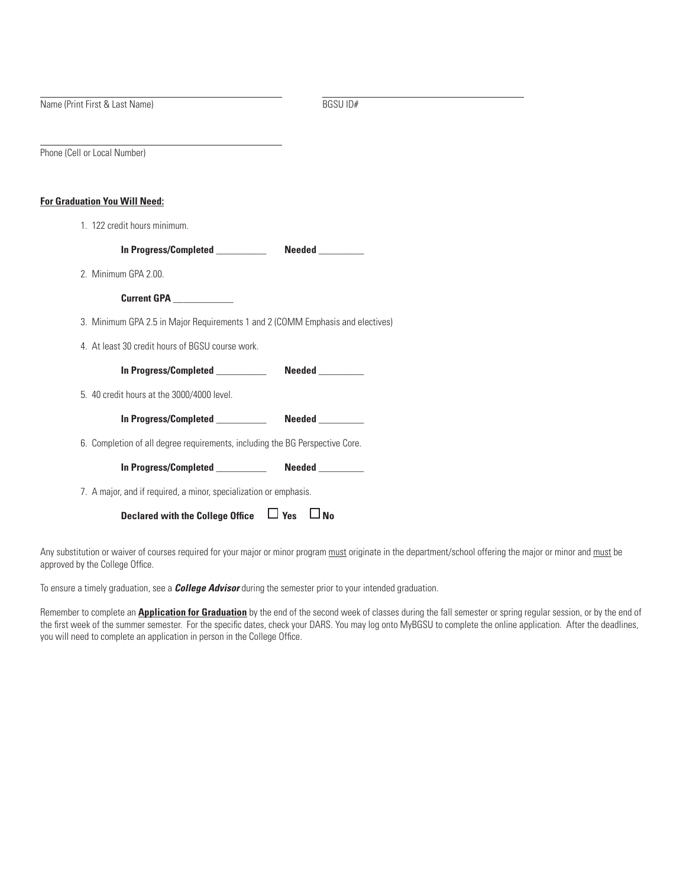Name (Print First & Last Name) ________________________ BGSU ID# ________________________

Phone (Cell or Local Number) ________________________

**For Graduation You Will Need:**

1. 122 credit hours minimum.

   **In Progress/Completed** __________ **Needed** _________

2. Minimum GPA 2.00.

   **Current GPA** ____________

3. Minimum GPA 2.5 in Major Requirements 1 and 2 (COMM Emphasis and electives)

4. At least 30 credit hours of BGSU course work.

   **In Progress/Completed** __________ **Needed** _________

5. 40 credit hours at the 3000/4000 level.

   **In Progress/Completed** __________ **Needed** _________

6. Completion of all degree requirements, including the BG Perspective Core.

   **In Progress/Completed** __________ **Needed** _________

7. A major, and if required, a minor, specialization or emphasis.

   **Declared with the College Office** ☐ **Yes** ☐ **No**

Any substitution or waiver of courses required for your major or minor program must originate in the department/school offering the major or minor and must be approved by the College Office.

To ensure a timely graduation, see a ***College Advisor*** during the semester prior to your intended graduation.

Remember to complete an **Application for Graduation** by the end of the second week of classes during the fall semester or spring regular session, or by the end of the first week of the summer semester. For the specific dates, check your DARS. You may log onto MyBGSU to complete the online application. After the deadlines, you will need to complete an application in person in the College Office.